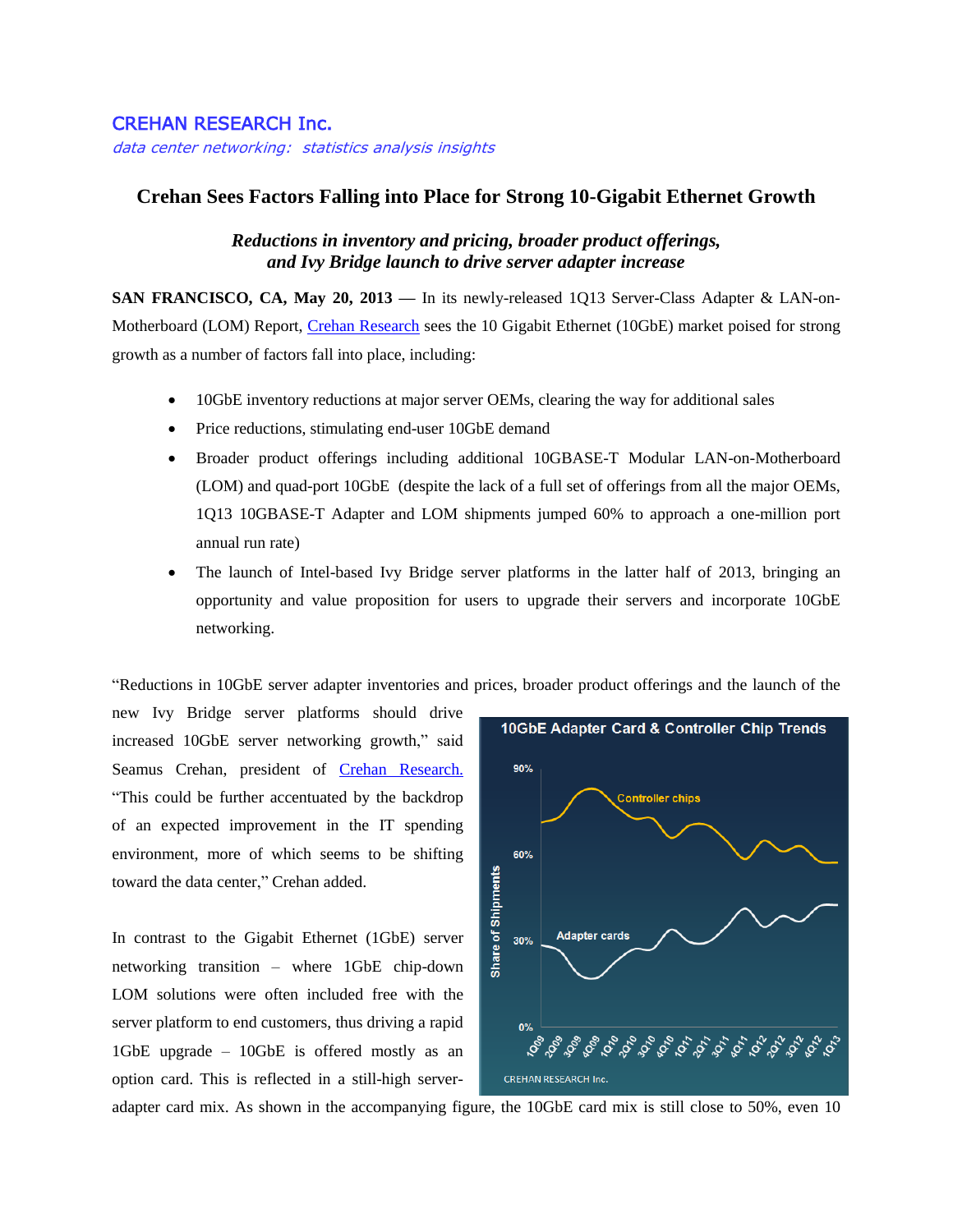CREHAN RESEARCH Inc.

*data center networking: statistics analysis insights*

# Crehan Sees Factors Falling into Place for Strong 10-Gigabit Ethernet Growth

***Reductions in inventory and pricing, broader product offerings, and Ivy Bridge launch to drive server adapter increase***

**SAN FRANCISCO, CA, May 20, 2013** — In its newly-released 1Q13 Server-Class Adapter & LAN-on-Motherboard (LOM) Report, Crehan Research sees the 10 Gigabit Ethernet (10GbE) market poised for strong growth as a number of factors fall into place, including:

- 10GbE inventory reductions at major server OEMs, clearing the way for additional sales
- Price reductions, stimulating end-user 10GbE demand
- Broader product offerings including additional 10GBASE-T Modular LAN-on-Motherboard (LOM) and quad-port 10GbE (despite the lack of a full set of offerings from all the major OEMs, 1Q13 10GBASE-T Adapter and LOM shipments jumped 60% to approach a one-million port annual run rate)
- The launch of Intel-based Ivy Bridge server platforms in the latter half of 2013, bringing an opportunity and value proposition for users to upgrade their servers and incorporate 10GbE networking.

"Reductions in 10GbE server adapter inventories and prices, broader product offerings and the launch of the new Ivy Bridge server platforms should drive increased 10GbE server networking growth," said Seamus Crehan, president of Crehan Research. "This could be further accentuated by the backdrop of an expected improvement in the IT spending environment, more of which seems to be shifting toward the data center," Crehan added.

In contrast to the Gigabit Ethernet (1GbE) server networking transition – where 1GbE chip-down LOM solutions were often included free with the server platform to end customers, thus driving a rapid 1GbE upgrade – 10GbE is offered mostly as an option card. This is reflected in a still-high server-adapter card mix. As shown in the accompanying figure, the 10GbE card mix is still close to 50%, even 10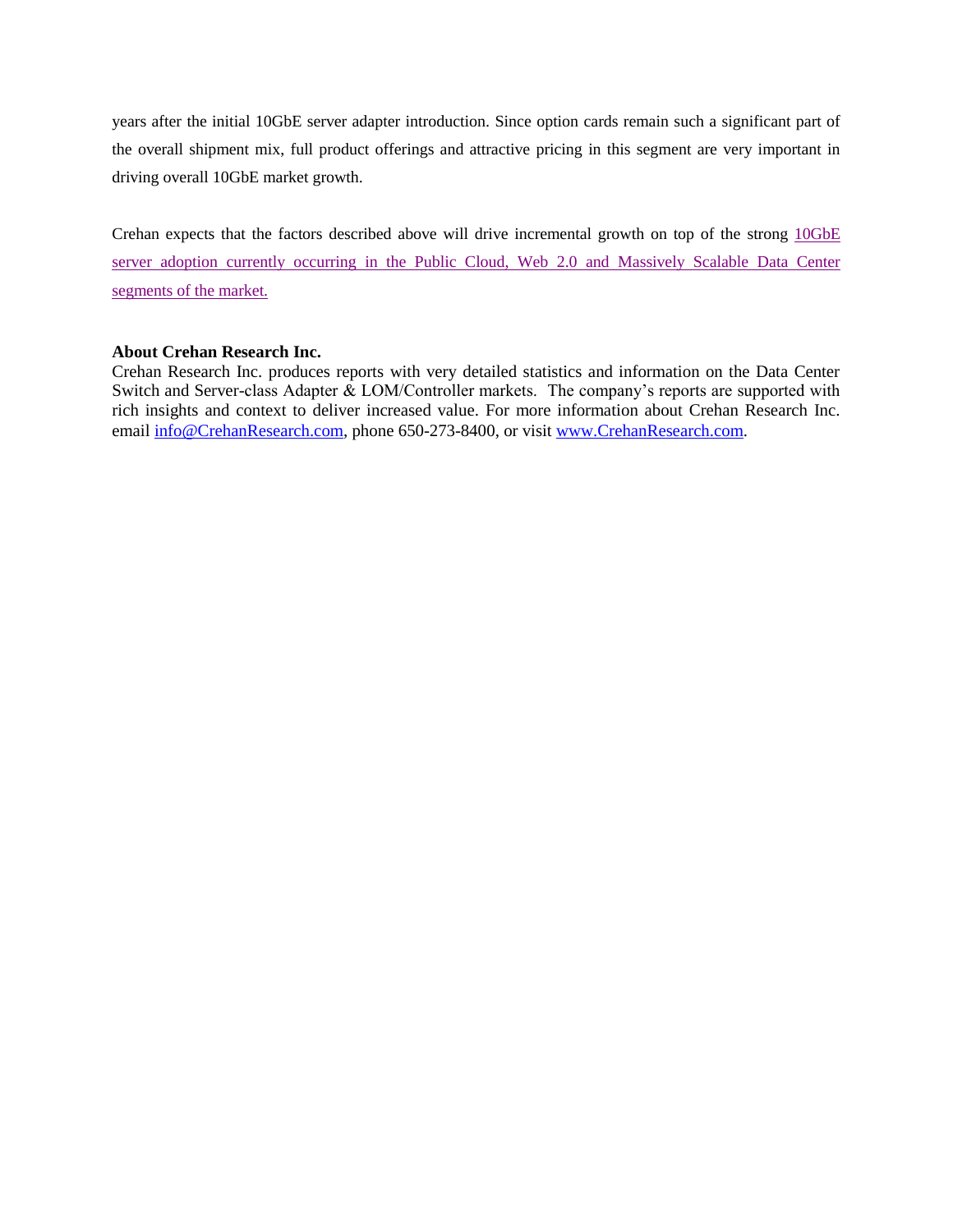years after the initial 10GbE server adapter introduction. Since option cards remain such a significant part of the overall shipment mix, full product offerings and attractive pricing in this segment are very important in driving overall 10GbE market growth.

Crehan expects that the factors described above will drive incremental growth on top of the strong 10GbE server adoption currently occurring in the Public Cloud, Web 2.0 and Massively Scalable Data Center segments of the market.

**About Crehan Research Inc.**

Crehan Research Inc. produces reports with very detailed statistics and information on the Data Center Switch and Server-class Adapter & LOM/Controller markets. The company's reports are supported with rich insights and context to deliver increased value. For more information about Crehan Research Inc. email info@CrehanResearch.com, phone 650-273-8400, or visit www.CrehanResearch.com.